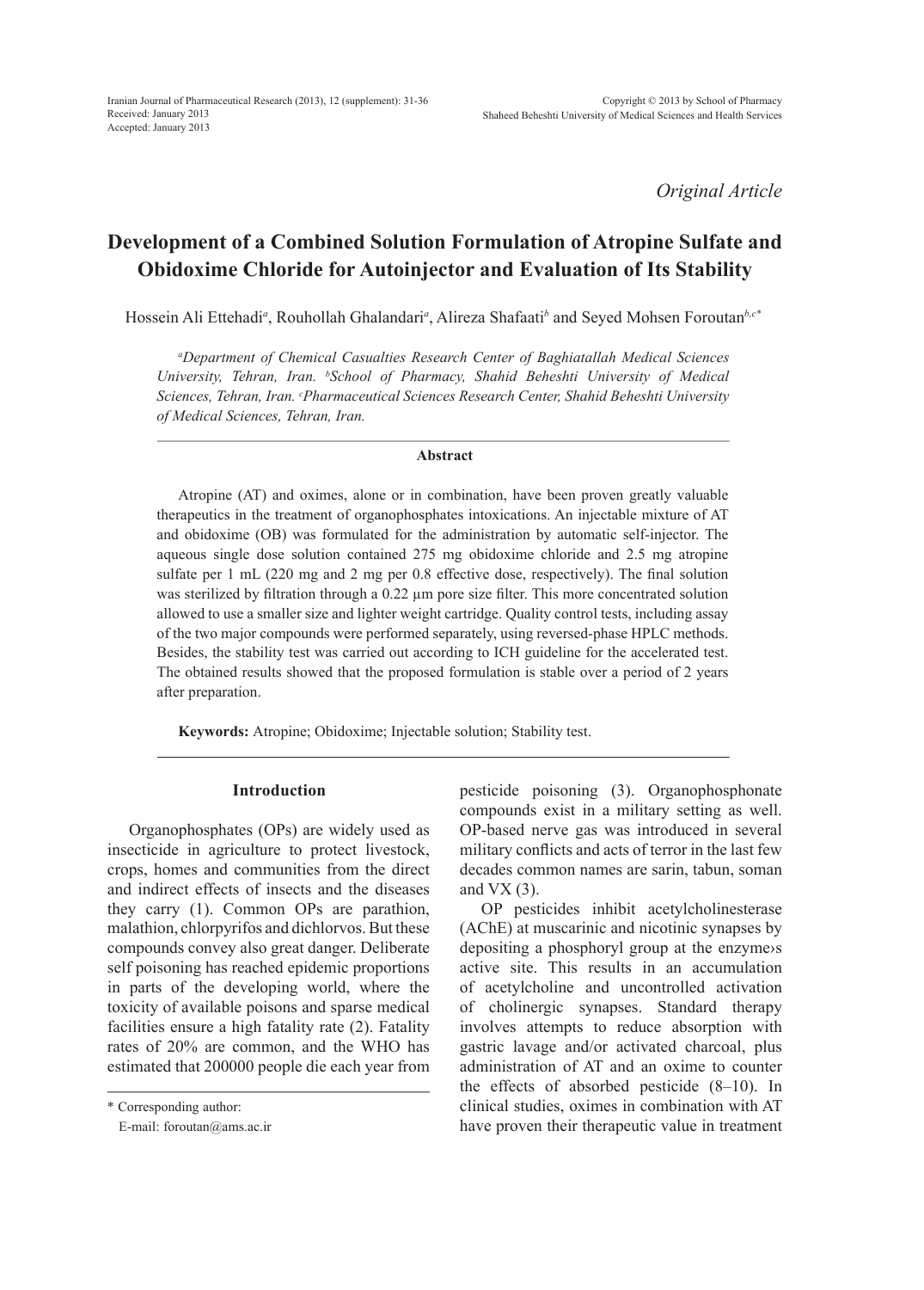*Original Article*

# Development of a Combined Solution Formulation of Atropine Sulfate and Obidoxime Chloride for Autoinjector and Evaluation of Its Stability

Hossein Ali Ettehadi[a], Rouhollah Ghalandari[a], Alireza Shafaati[b] and Seyed Mohsen Foroutan[b,c*]

*[a]Department of Chemical Casualties Research Center of Baghiatallah Medical Sciences University, Tehran, Iran. [b]School of Pharmacy, Shahid Beheshti University of Medical Sciences, Tehran, Iran. [c]Pharmaceutical Sciences Research Center, Shahid Beheshti University of Medical Sciences, Tehran, Iran.*

## Abstract

Atropine (AT) and oximes, alone or in combination, have been proven greatly valuable therapeutics in the treatment of organophosphates intoxications. An injectable mixture of AT and obidoxime (OB) was formulated for the administration by automatic self-injector. The aqueous single dose solution contained 275 mg obidoxime chloride and 2.5 mg atropine sulfate per 1 mL (220 mg and 2 mg per 0.8 effective dose, respectively). The final solution was sterilized by filtration through a 0.22 µm pore size filter. This more concentrated solution allowed to use a smaller size and lighter weight cartridge. Quality control tests, including assay of the two major compounds were performed separately, using reversed-phase HPLC methods. Besides, the stability test was carried out according to ICH guideline for the accelerated test. The obtained results showed that the proposed formulation is stable over a period of 2 years after preparation.

**Keywords:** Atropine; Obidoxime; Injectable solution; Stability test.

## Introduction

Organophosphates (OPs) are widely used as insecticide in agriculture to protect livestock, crops, homes and communities from the direct and indirect effects of insects and the diseases they carry (1). Common OPs are parathion, malathion, chlorpyrifos and dichlorvos. But these compounds convey also great danger. Deliberate self poisoning has reached epidemic proportions in parts of the developing world, where the toxicity of available poisons and sparse medical facilities ensure a high fatality rate (2). Fatality rates of 20% are common, and the WHO has estimated that 200000 people die each year from pesticide poisoning (3). Organophosphonate compounds exist in a military setting as well. OP-based nerve gas was introduced in several military conflicts and acts of terror in the last few decades common names are sarin, tabun, soman and VX (3).

OP pesticides inhibit acetylcholinesterase (AChE) at muscarinic and nicotinic synapses by depositing a phosphoryl group at the enzyme›s active site. This results in an accumulation of acetylcholine and uncontrolled activation of cholinergic synapses. Standard therapy involves attempts to reduce absorption with gastric lavage and/or activated charcoal, plus administration of AT and an oxime to counter the effects of absorbed pesticide (8–10). In clinical studies, oximes in combination with AT have proven their therapeutic value in treatment

\* Corresponding author:
E-mail: foroutan@ams.ac.ir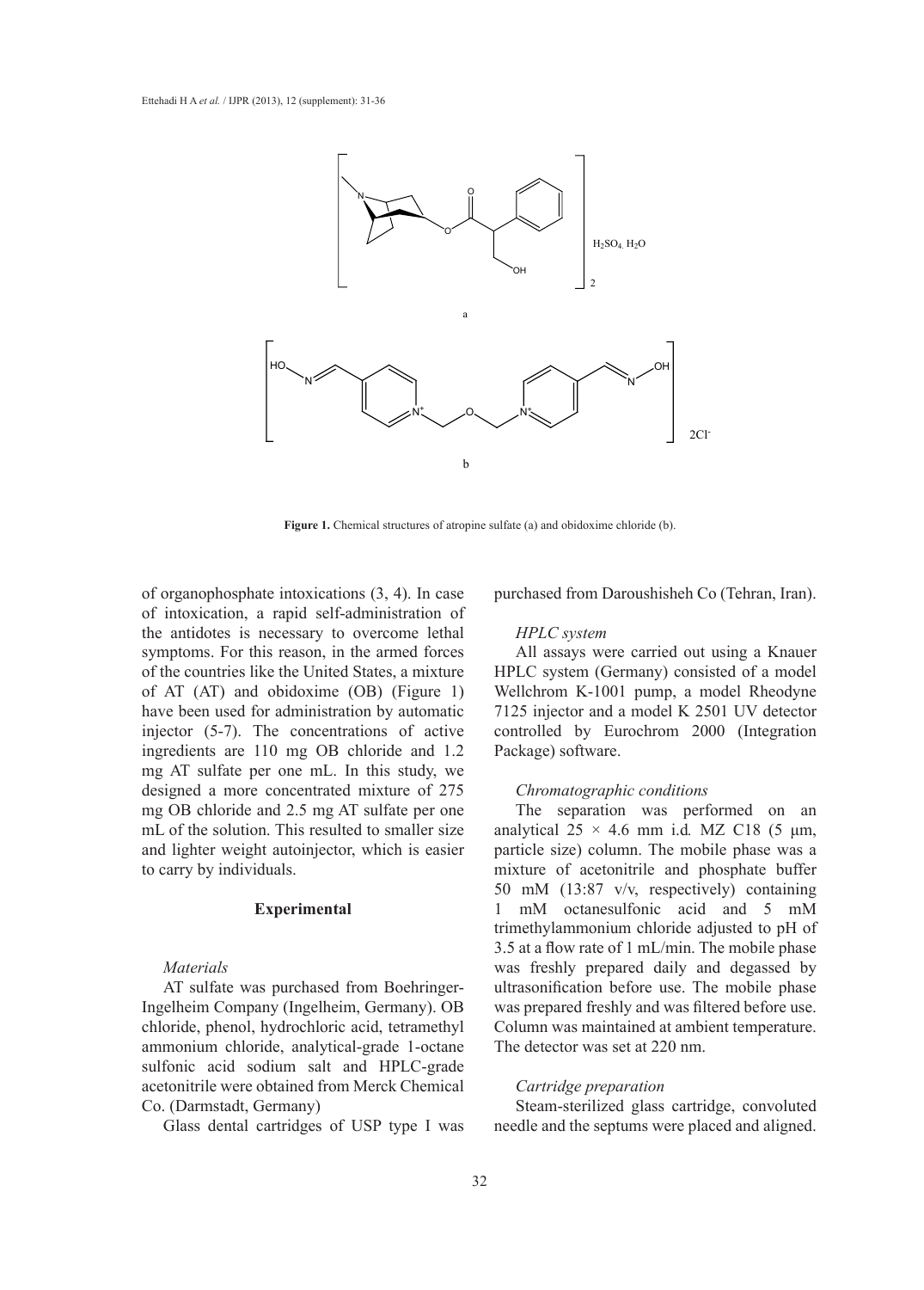Figure 1. Chemical structures of atropine sulfate (a) and obidoxime chloride (b).

of organophosphate intoxications (3, 4). In case of intoxication, a rapid self-administration of the antidotes is necessary to overcome lethal symptoms. For this reason, in the armed forces of the countries like the United States, a mixture of AT (AT) and obidoxime (OB) (Figure 1) have been used for administration by automatic injector (5-7). The concentrations of active ingredients are 110 mg OB chloride and 1.2 mg AT sulfate per one mL. In this study, we designed a more concentrated mixture of 275 mg OB chloride and 2.5 mg AT sulfate per one mL of the solution. This resulted to smaller size and lighter weight autoinjector, which is easier to carry by individuals.

## Experimental

### *Materials*

AT sulfate was purchased from Boehringer-Ingelheim Company (Ingelheim, Germany). OB chloride, phenol, hydrochloric acid, tetramethyl ammonium chloride, analytical-grade 1-octane sulfonic acid sodium salt and HPLC-grade acetonitrile were obtained from Merck Chemical Co. (Darmstadt, Germany)

Glass dental cartridges of USP type I was purchased from Daroushisheh Co (Tehran, Iran).

### *HPLC system*

All assays were carried out using a Knauer HPLC system (Germany) consisted of a model Wellchrom K-1001 pump, a model Rheodyne 7125 injector and a model K 2501 UV detector controlled by Eurochrom 2000 (Integration Package) software.

### *Chromatographic conditions*

The separation was performed on an analytical 25 × 4.6 mm i.d. MZ C18 (5 μm, particle size) column. The mobile phase was a mixture of acetonitrile and phosphate buffer 50 mM (13:87 v/v, respectively) containing 1 mM octanesulfonic acid and 5 mM trimethylammonium chloride adjusted to pH of 3.5 at a flow rate of 1 mL/min. The mobile phase was freshly prepared daily and degassed by ultrasonification before use. The mobile phase was prepared freshly and was filtered before use. Column was maintained at ambient temperature. The detector was set at 220 nm.

### *Cartridge preparation*

Steam-sterilized glass cartridge, convoluted needle and the septums were placed and aligned.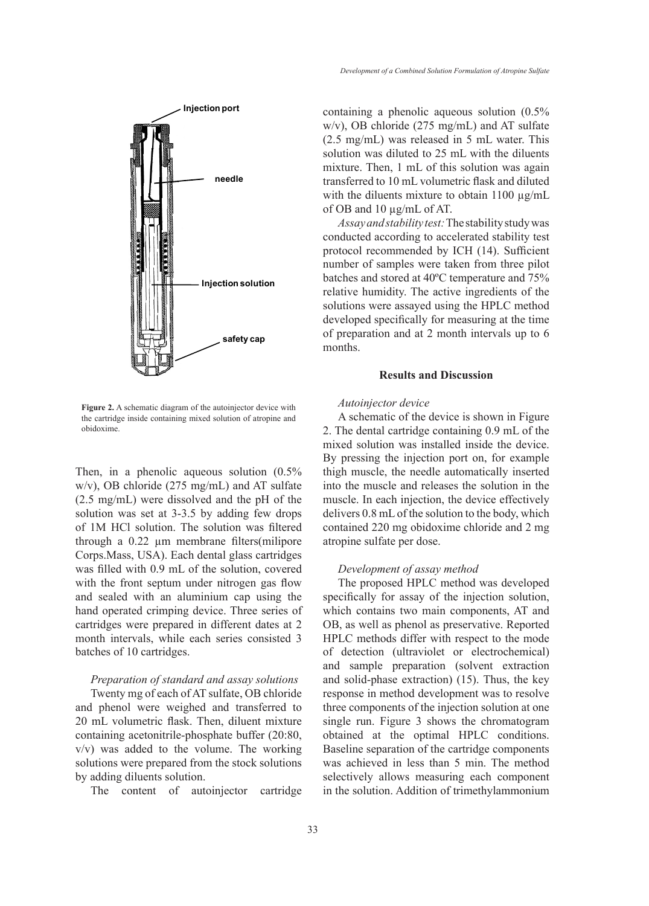Figure 2. A schematic diagram of the autoinjector device with the cartridge inside containing mixed solution of atropine and obidoxime.

Then, in a phenolic aqueous solution (0.5% w/v), OB chloride (275 mg/mL) and AT sulfate (2.5 mg/mL) were dissolved and the pH of the solution was set at 3-3.5 by adding few drops of 1M HCl solution. The solution was filtered through a 0.22 µm membrane filters(milipore Corps.Mass, USA). Each dental glass cartridges was filled with 0.9 mL of the solution, covered with the front septum under nitrogen gas flow and sealed with an aluminium cap using the hand operated crimping device. Three series of cartridges were prepared in different dates at 2 month intervals, while each series consisted 3 batches of 10 cartridges.

*Preparation of standard and assay solutions*

Twenty mg of each of AT sulfate, OB chloride and phenol were weighed and transferred to 20 mL volumetric flask. Then, diluent mixture containing acetonitrile-phosphate buffer (20:80, v/v) was added to the volume. The working solutions were prepared from the stock solutions by adding diluents solution.

The content of autoinjector cartridge containing a phenolic aqueous solution (0.5% w/v), OB chloride (275 mg/mL) and AT sulfate (2.5 mg/mL) was released in 5 mL water. This solution was diluted to 25 mL with the diluents mixture. Then, 1 mL of this solution was again transferred to 10 mL volumetric flask and diluted with the diluents mixture to obtain 1100 µg/mL of OB and 10 µg/mL of AT.

*Assay and stability test:* The stability study was conducted according to accelerated stability test protocol recommended by ICH (14). Sufficient number of samples were taken from three pilot batches and stored at 40ºC temperature and 75% relative humidity. The active ingredients of the solutions were assayed using the HPLC method developed specifically for measuring at the time of preparation and at 2 month intervals up to 6 months.

## Results and Discussion

*Autoinjector device*

A schematic of the device is shown in Figure 2. The dental cartridge containing 0.9 mL of the mixed solution was installed inside the device. By pressing the injection port on, for example thigh muscle, the needle automatically inserted into the muscle and releases the solution in the muscle. In each injection, the device effectively delivers 0.8 mL of the solution to the body, which contained 220 mg obidoxime chloride and 2 mg atropine sulfate per dose.

*Development of assay method*

The proposed HPLC method was developed specifically for assay of the injection solution, which contains two main components, AT and OB, as well as phenol as preservative. Reported HPLC methods differ with respect to the mode of detection (ultraviolet or electrochemical) and sample preparation (solvent extraction and solid-phase extraction) (15). Thus, the key response in method development was to resolve three components of the injection solution at one single run. Figure 3 shows the chromatogram obtained at the optimal HPLC conditions. Baseline separation of the cartridge components was achieved in less than 5 min. The method selectively allows measuring each component in the solution. Addition of trimethylammonium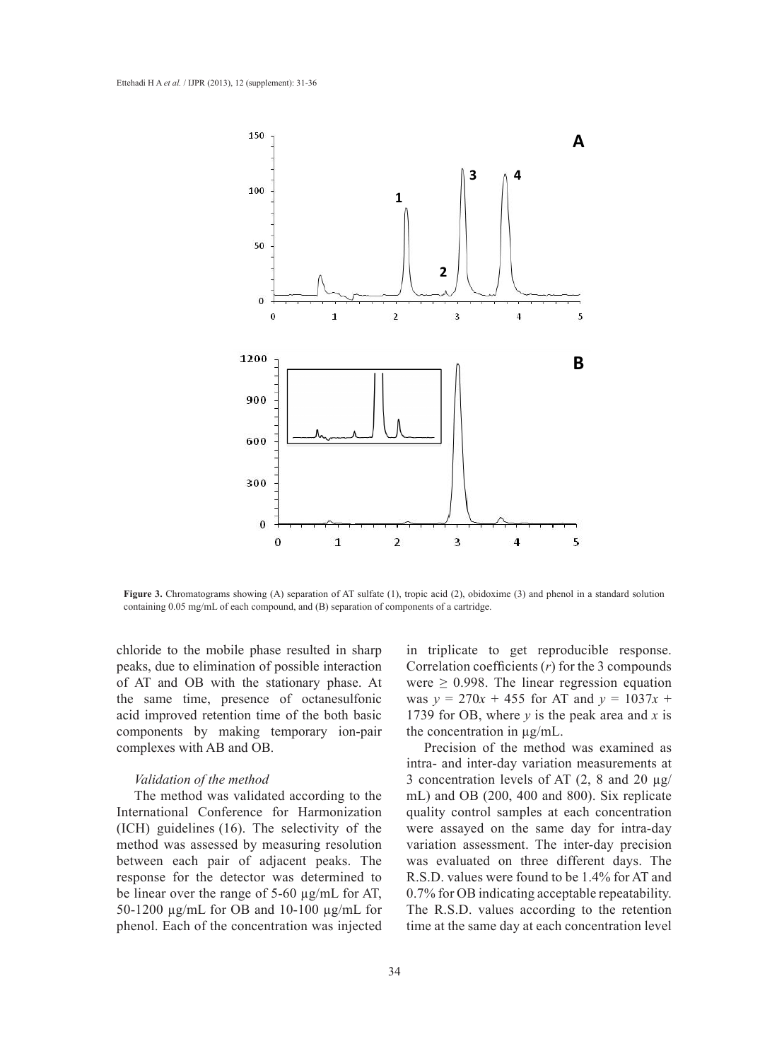**Figure 3.** Chromatograms showing (A) separation of AT sulfate (1), tropic acid (2), obidoxime (3) and phenol in a standard solution containing 0.05 mg/mL of each compound, and (B) separation of components of a cartridge.

chloride to the mobile phase resulted in sharp peaks, due to elimination of possible interaction of AT and OB with the stationary phase. At the same time, presence of octanesulfonic acid improved retention time of the both basic components by making temporary ion-pair complexes with AB and OB.

### *Validation of the method*

The method was validated according to the International Conference for Harmonization (ICH) guidelines (16). The selectivity of the method was assessed by measuring resolution between each pair of adjacent peaks. The response for the detector was determined to be linear over the range of 5-60 µg/mL for AT, 50-1200 µg/mL for OB and 10-100 µg/mL for phenol. Each of the concentration was injected in triplicate to get reproducible response. Correlation coefficients ($r$) for the 3 compounds were $\geq 0.998$. The linear regression equation was $y = 270x + 455$ for AT and $y = 1037x + 1739$ for OB, where $y$ is the peak area and $x$ is the concentration in µg/mL.

Precision of the method was examined as intra- and inter-day variation measurements at 3 concentration levels of AT (2, 8 and 20 µg/mL) and OB (200, 400 and 800). Six replicate quality control samples at each concentration were assayed on the same day for intra-day variation assessment. The inter-day precision was evaluated on three different days. The R.S.D. values were found to be 1.4% for AT and 0.7% for OB indicating acceptable repeatability. The R.S.D. values according to the retention time at the same day at each concentration level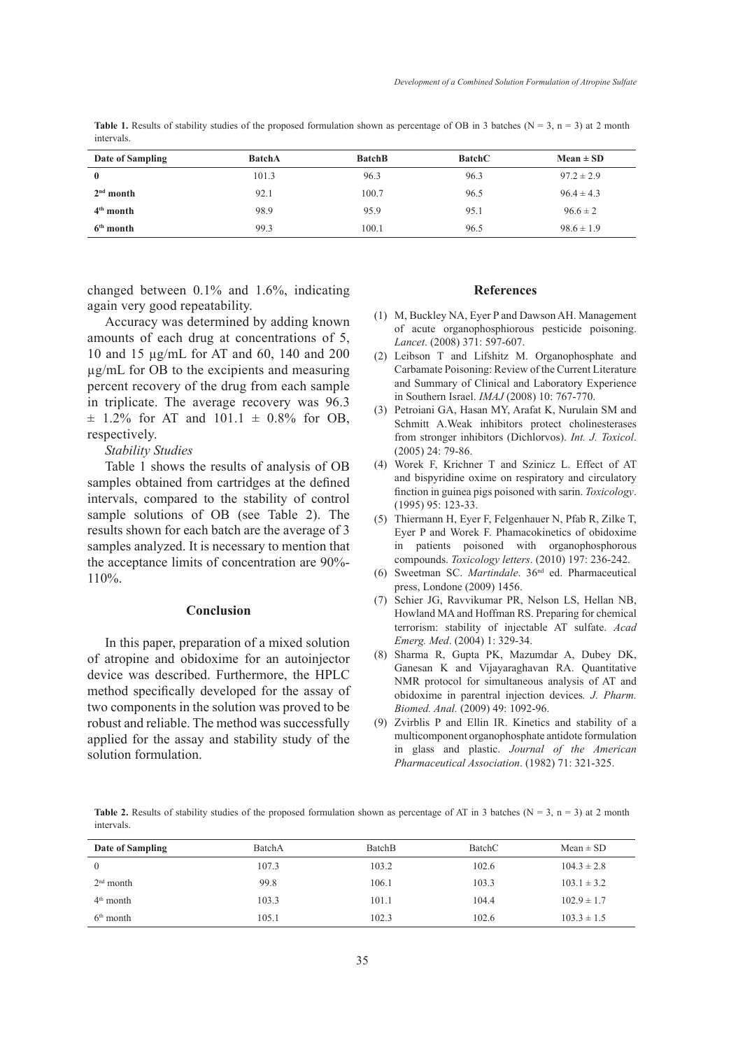**Table 1.** Results of stability studies of the proposed formulation shown as percentage of OB in 3 batches (N = 3, n = 3) at 2 month intervals.

| Date of Sampling | BatchA | BatchB | BatchC | Mean ± SD |
|---|---|---|---|---|
| **0** | 101.3 | 96.3 | 96.3 | 97.2 ± 2.9 |
| **2nd month** | 92.1 | 100.7 | 96.5 | 96.4 ± 4.3 |
| **4th month** | 98.9 | 95.9 | 95.1 | 96.6 ± 2 |
| **6th month** | 99.3 | 100.1 | 96.5 | 98.6 ± 1.9 |

changed between 0.1% and 1.6%, indicating again very good repeatability.

Accuracy was determined by adding known amounts of each drug at concentrations of 5, 10 and 15 µg/mL for AT and 60, 140 and 200 µg/mL for OB to the excipients and measuring percent recovery of the drug from each sample in triplicate. The average recovery was 96.3 ± 1.2% for AT and 101.1 ± 0.8% for OB, respectively.

*Stability Studies*

Table 1 shows the results of analysis of OB samples obtained from cartridges at the defined intervals, compared to the stability of control sample solutions of OB (see Table 2). The results shown for each batch are the average of 3 samples analyzed. It is necessary to mention that the acceptance limits of concentration are 90%-110%.

## Conclusion

In this paper, preparation of a mixed solution of atropine and obidoxime for an autoinjector device was described. Furthermore, the HPLC method specifically developed for the assay of two components in the solution was proved to be robust and reliable. The method was successfully applied for the assay and stability study of the solution formulation.

## References

(1) M, Buckley NA, Eyer P and Dawson AH. Management of acute organophosphiorous pesticide poisoning. *Lancet*. (2008) 371: 597-607.

(2) Leibson T and Lifshitz M. Organophosphate and Carbamate Poisoning: Review of the Current Literature and Summary of Clinical and Laboratory Experience in Southern Israel. *IMAJ* (2008) 10: 767-770.

(3) Petroiani GA, Hasan MY, Arafat K, Nurulain SM and Schmitt A.Weak inhibitors protect cholinesterases from stronger inhibitors (Dichlorvos). *Int. J. Toxicol*. (2005) 24: 79-86.

(4) Worek F, Krichner T and Szinicz L. Effect of AT and bispyridine oxime on respiratory and circulatory finction in guinea pigs poisoned with sarin. *Toxicology*. (1995) 95: 123-33.

(5) Thiermann H, Eyer F, Felgenhauer N, Pfab R, Zilke T, Eyer P and Worek F. Phamacokinetics of obidoxime in patients poisoned with organophosphorous compounds. *Toxicology letters*. (2010) 197: 236-242.

(6) Sweetman SC. *Martindale*. 36nd ed. Pharmaceutical press, Londone (2009) 1456.

(7) Schier JG, Ravvikumar PR, Nelson LS, Hellan NB, Howland MA and Hoffman RS. Preparing for chemical terrorism: stability of injectable AT sulfate. *Acad Emerg. Med*. (2004) 1: 329-34.

(8) Sharma R, Gupta PK, Mazumdar A, Dubey DK, Ganesan K and Vijayaraghavan RA. Quantitative NMR protocol for simultaneous analysis of AT and obidoxime in parentral injection devices*. J. Pharm. Biomed. Anal.* (2009) 49: 1092-96.

(9) Zvirblis P and Ellin IR. Kinetics and stability of a multicomponent organophosphate antidote formulation in glass and plastic. *Journal of the American Pharmaceutical Association*. (1982) 71: 321-325.

**Table 2.** Results of stability studies of the proposed formulation shown as percentage of AT in 3 batches (N = 3, n = 3) at 2 month intervals.

| Date of Sampling | BatchA | BatchB | BatchC | Mean ± SD |
|---|---|---|---|---|
| 0 | 107.3 | 103.2 | 102.6 | 104.3 ± 2.8 |
| 2nd month | 99.8 | 106.1 | 103.3 | 103.1 ± 3.2 |
| 4th month | 103.3 | 101.1 | 104.4 | 102.9 ± 1.7 |
| 6th month | 105.1 | 102.3 | 102.6 | 103.3 ± 1.5 |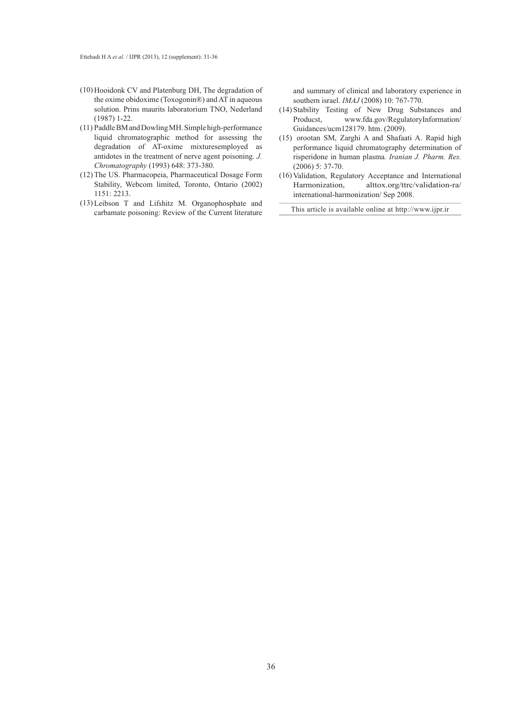(10) Hooidonk CV and Platenburg DH, The degradation of the oxime obidoxime (Toxogonin®) and AT in aqueous solution. Prins maurits laboratorium TNO, Nederland (1987) 1-22.

(11) Paddle BM and Dowling MH. Simple high-performance liquid chromatographic method for assessing the degradation of AT-oxime mixturesemployed as antidotes in the treatment of nerve agent poisoning. *J. Chromatography* (1993) 648: 373-380.

(12) The US. Pharmacopeia, Pharmaceutical Dosage Form Stability, Webcom limited, Toronto, Ontario (2002) 1151: 2213.

(13) Leibson T and Lifshitz M. Organophosphate and carbamate poisoning: Review of the Current literature and summary of clinical and laboratory experience in southern israel. *IMAJ* (2008) 10: 767-770.

(14) Stability Testing of New Drug Substances and Producst, www.fda.gov/RegulatoryInformation/Guidances/ucm128179. htm. (2009).

(15) orootan SM, Zarghi A and Shafaati A. Rapid high performance liquid chromatography determination of risperidone in human plasma*. Iranian J. Pharm. Res.* (2006) 5: 37-70.

(16) Validation, Regulatory Acceptance and International Harmonization, alttox.org/ttrc/validation-ra/international-harmonization/ Sep 2008.

This article is available online at http://www.ijpr.ir